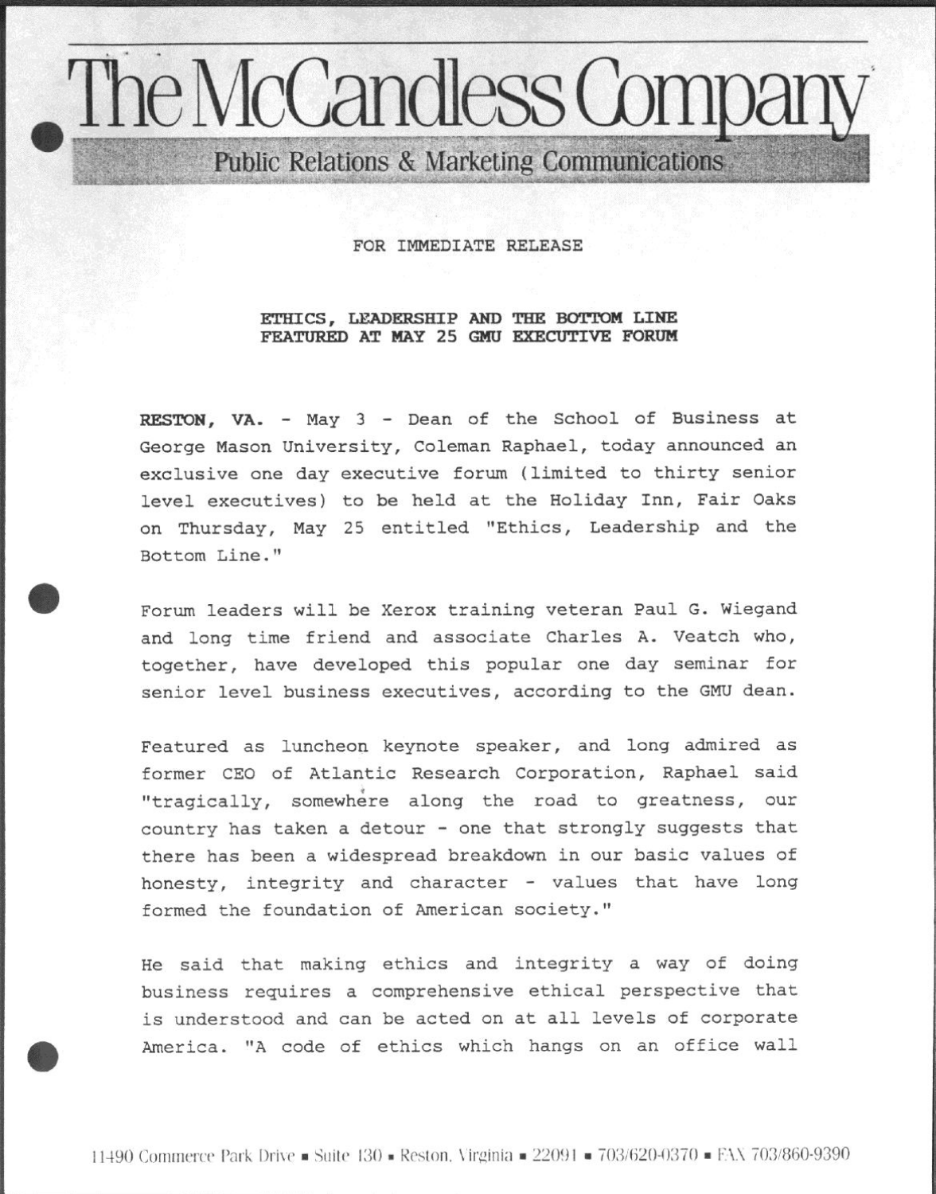# The McCandless Company

**Public Relations & Marketing Communications**

FOR IMMEDIATE RELEASE

**ETHICS, LEADERSHIP AND THE BOTTOM LINE FEATURED AT MAY 25 GMU EXECUTIVE FORUM**

**RESTON, VA.** - May 3 - Dean of the School of Business at George Mason University, Coleman Raphael, today announced an exclusive one day executive forum (limited to thirty senior level executives) to be held at the Holiday Inn, Fair Oaks on Thursday, May 25 entitled "Ethics, Leadership and the Bottom Line."

Forum leaders will be Xerox training veteran Paul G. Wiegand and long time friend and associate Charles A. Veatch who, together, have developed this popular one day seminar for senior level business executives, according to the GMU dean.

Featured as luncheon keynote speaker, and long admired as former CEO of Atlantic Research Corporation, Raphael said "tragically, somewhere along the road to greatness, our country has taken a detour - one that strongly suggests that there has been a widespread breakdown in our basic values of honesty, integrity and character - values that have long formed the foundation of American society."

He said that making ethics and integrity a way of doing business requires a comprehensive ethical perspective that is understood and can be acted on at all levels of corporate America. "A code of ethics which hangs on an office wall

11490 Commerce Park Drive ▪ Suite 130 ▪ Reston, Virginia ▪ 22091 ▪ 703/620-0370 ▪ FAX 703/860-9390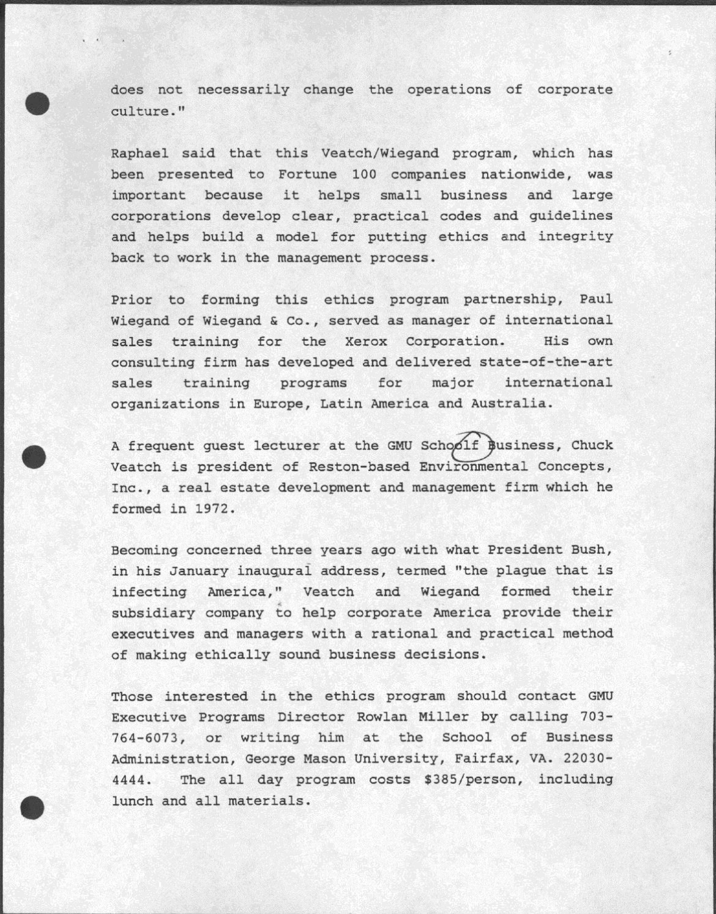does not necessarily change the operations of corporate culture."

Raphael said that this Veatch/Wiegand program, which has been presented to Fortune 100 companies nationwide, was important because it helps small business and large corporations develop clear, practical codes and guidelines and helps build a model for putting ethics and integrity back to work in the management process.

Prior to forming this ethics program partnership, Paul Wiegand of Wiegand & Co., served as manager of international sales training for the Xerox Corporation. His own consulting firm has developed and delivered state-of-the-art sales training programs for major international organizations in Europe, Latin America and Australia.

A frequent guest lecturer at the GMU Schoolf Business, Chuck Veatch is president of Reston-based Environmental Concepts, Inc., a real estate development and management firm which he formed in 1972.

Becoming concerned three years ago with what President Bush, in his January inaugural address, termed "the plague that is infecting America," Veatch and Wiegand formed their subsidiary company to help corporate America provide their executives and managers with a rational and practical method of making ethically sound business decisions.

Those interested in the ethics program should contact GMU Executive Programs Director Rowlan Miller by calling 703-764-6073, or writing him at the School of Business Administration, George Mason University, Fairfax, VA. 22030-4444. The all day program costs $385/person, including lunch and all materials.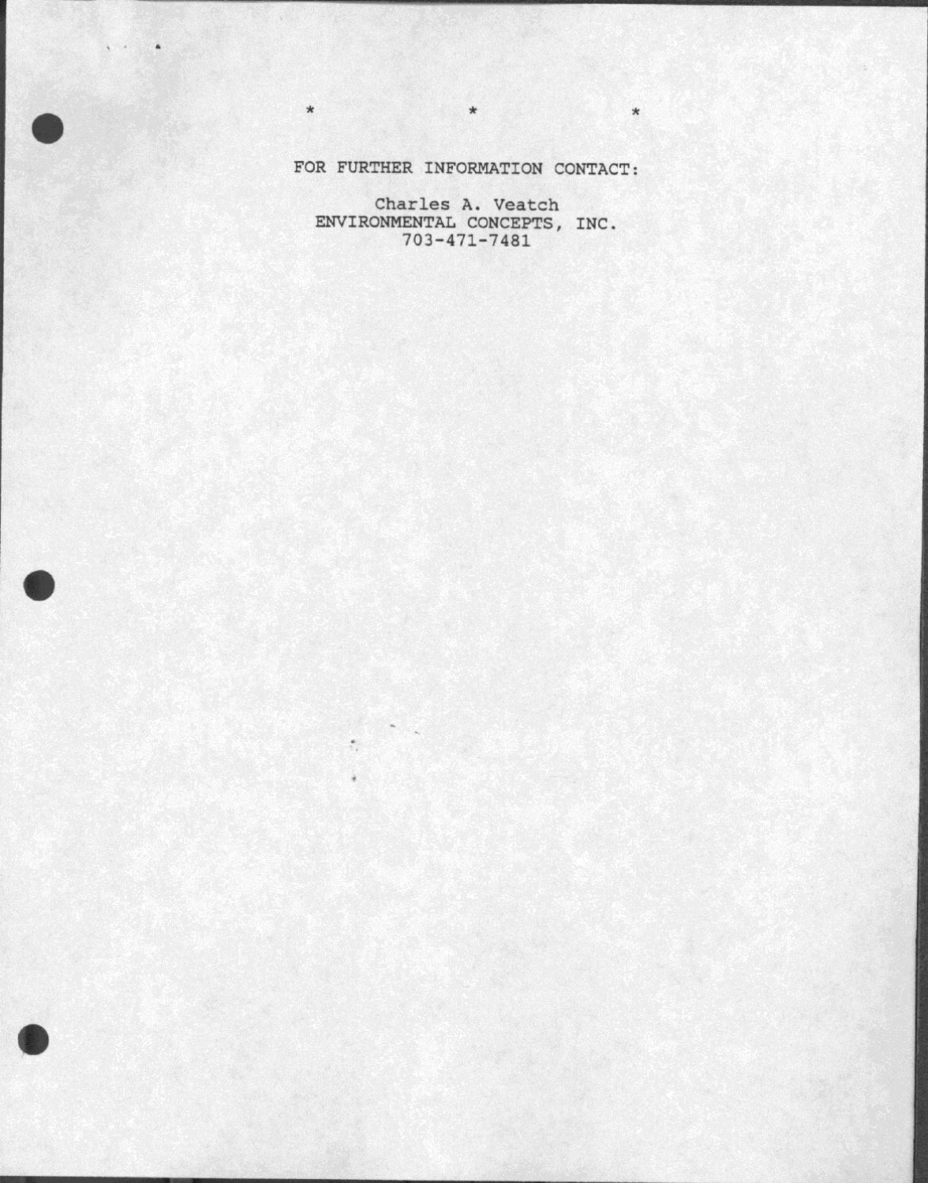\*                    \*                    \*

FOR FURTHER INFORMATION CONTACT:

Charles A. Veatch
ENVIRONMENTAL CONCEPTS, INC.
703-471-7481